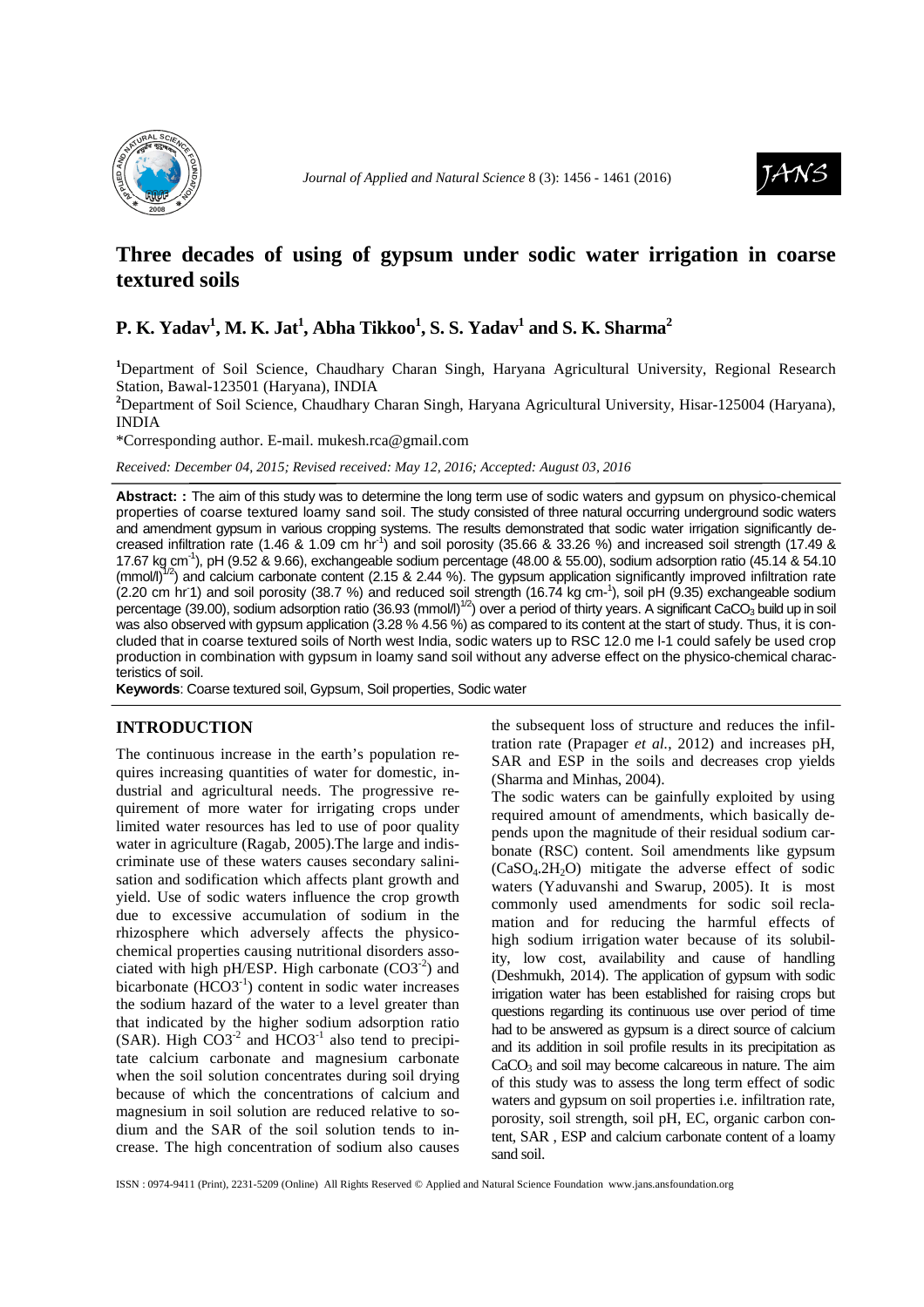# Three decades of using of gypsum under sodic water irrigation in coarse textured soils

**P. K. Yadav[1], M. K. Jat[1], Abha Tikkoo[1], S. S. Yadav[1] and S. K. Sharma[2]**

[1]Department of Soil Science, Chaudhary Charan Singh, Haryana Agricultural University, Regional Research Station, Bawal-123501 (Haryana), INDIA

[2]Department of Soil Science, Chaudhary Charan Singh, Haryana Agricultural University, Hisar-125004 (Haryana), INDIA

*Corresponding author. E-mail. mukesh.rca@gmail.com

*Received: December 04, 2015; Revised received: May 12, 2016; Accepted: August 03, 2016*

**Abstract: :** The aim of this study was to determine the long term use of sodic waters and gypsum on physico-chemical properties of coarse textured loamy sand soil. The study consisted of three natural occurring underground sodic waters and amendment gypsum in various cropping systems. The results demonstrated that sodic water irrigation significantly decreased infiltration rate (1.46 & 1.09 cm $hr^{-1}$) and soil porosity (35.66 & 33.26 %) and increased soil strength (17.49 & 17.67 kg $cm^{-1}$), pH (9.52 & 9.66), exchangeable sodium percentage (48.00 & 55.00), sodium adsorption ratio (45.14 & 54.10 $(mmol/l)^{1/2}$) and calcium carbonate content (2.15 & 2.44 %). The gypsum application significantly improved infiltration rate (2.20 cm $hr^{-1}$) and soil porosity (38.7 %) and reduced soil strength (16.74 kg $cm^{-1}$), soil pH (9.35) exchangeable sodium percentage (39.00), sodium adsorption ratio (36.93 $(mmol/l)^{1/2}$) over a period of thirty years. A significant $CaCO_3$ build up in soil was also observed with gypsum application (3.28 % 4.56 %) as compared to its content at the start of study. Thus, it is concluded that in coarse textured soils of North west India, sodic waters up to RSC 12.0 me l-1 could safely be used crop production in combination with gypsum in loamy sand soil without any adverse effect on the physico-chemical characteristics of soil.

**Keywords**: Coarse textured soil, Gypsum, Soil properties, Sodic water

## INTRODUCTION

The continuous increase in the earth's population requires increasing quantities of water for domestic, industrial and agricultural needs. The progressive requirement of more water for irrigating crops under limited water resources has led to use of poor quality water in agriculture (Ragab, 2005).The large and indiscriminate use of these waters causes secondary salinisation and sodification which affects plant growth and yield. Use of sodic waters influence the crop growth due to excessive accumulation of sodium in the rhizosphere which adversely affects the physico-chemical properties causing nutritional disorders associated with high pH/ESP. High carbonate ($CO3^{-2}$) and bicarbonate ($HCO3^{-1}$) content in sodic water increases the sodium hazard of the water to a level greater than that indicated by the higher sodium adsorption ratio (SAR). High $CO3^{-2}$ and $HCO3^{-1}$ also tend to precipitate calcium carbonate and magnesium carbonate when the soil solution concentrates during soil drying because of which the concentrations of calcium and magnesium in soil solution are reduced relative to sodium and the SAR of the soil solution tends to increase. The high concentration of sodium also causes the subsequent loss of structure and reduces the infiltration rate (Prapager *et al.*, 2012) and increases pH, SAR and ESP in the soils and decreases crop yields (Sharma and Minhas, 2004).

The sodic waters can be gainfully exploited by using required amount of amendments, which basically depends upon the magnitude of their residual sodium carbonate (RSC) content. Soil amendments like gypsum ($CaSO_4.2H_2O$) mitigate the adverse effect of sodic waters (Yaduvanshi and Swarup, 2005). It is most commonly used amendments for sodic soil reclamation and for reducing the harmful effects of high sodium irrigation water because of its solubility, low cost, availability and cause of handling (Deshmukh, 2014). The application of gypsum with sodic irrigation water has been established for raising crops but questions regarding its continuous use over period of time had to be answered as gypsum is a direct source of calcium and its addition in soil profile results in its precipitation as $CaCO_3$ and soil may become calcareous in nature. The aim of this study was to assess the long term effect of sodic waters and gypsum on soil properties i.e. infiltration rate, porosity, soil strength, soil pH, EC, organic carbon content, SAR , ESP and calcium carbonate content of a loamy sand soil.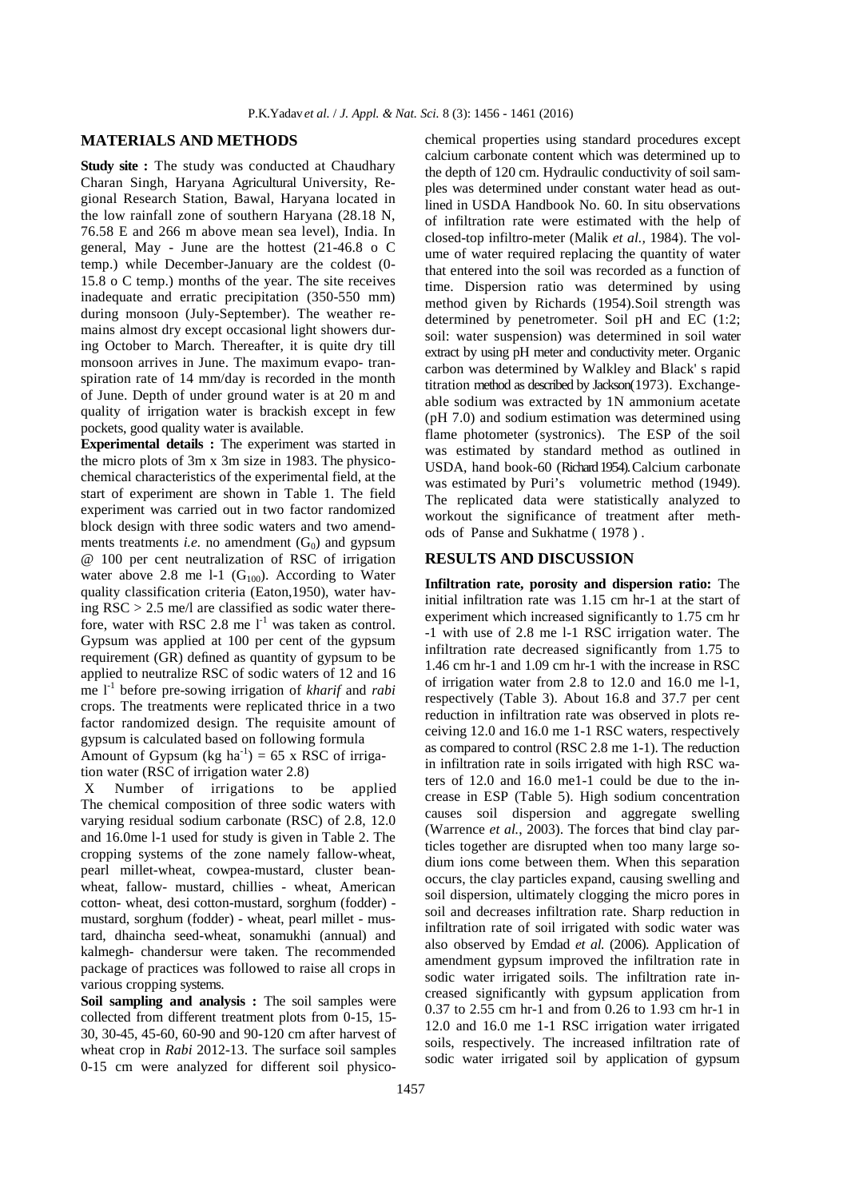## MATERIALS AND METHODS

**Study site :** The study was conducted at Chaudhary Charan Singh, Haryana Agricultural University, Regional Research Station, Bawal, Haryana located in the low rainfall zone of southern Haryana (28.18 N, 76.58 E and 266 m above mean sea level), India. In general, May - June are the hottest (21-46.8 o C temp.) while December-January are the coldest (0-15.8 o C temp.) months of the year. The site receives inadequate and erratic precipitation (350-550 mm) during monsoon (July-September). The weather remains almost dry except occasional light showers during October to March. Thereafter, it is quite dry till monsoon arrives in June. The maximum evapo- transpiration rate of 14 mm/day is recorded in the month of June. Depth of under ground water is at 20 m and quality of irrigation water is brackish except in few pockets, good quality water is available.

**Experimental details :** The experiment was started in the micro plots of 3m x 3m size in 1983. The physico-chemical characteristics of the experimental field, at the start of experiment are shown in Table 1. The field experiment was carried out in two factor randomized block design with three sodic waters and two amendments treatments *i.e*. no amendment ($G_0$) and gypsum @ 100 per cent neutralization of RSC of irrigation water above 2.8 me l-1 ($G_{100}$). According to Water quality classification criteria (Eaton,1950), water having RSC > 2.5 me/l are classified as sodic water therefore, water with RSC 2.8 me $l^{-1}$ was taken as control. Gypsum was applied at 100 per cent of the gypsum requirement (GR) defined as quantity of gypsum to be applied to neutralize RSC of sodic waters of 12 and 16 me $l^{-1}$ before pre-sowing irrigation of *kharif* and *rabi* crops. The treatments were replicated thrice in a two factor randomized design. The requisite amount of gypsum is calculated based on following formula

Amount of Gypsum (kg $ha^{-1}$) = 65 x RSC of irrigation water (RSC of irrigation water 2.8)

X Number of irrigations to be applied

The chemical composition of three sodic waters with varying residual sodium carbonate (RSC) of 2.8, 12.0 and 16.0me l-1 used for study is given in Table 2. The cropping systems of the zone namely fallow-wheat, pearl millet-wheat, cowpea-mustard, cluster bean-wheat, fallow- mustard, chillies - wheat, American cotton- wheat, desi cotton-mustard, sorghum (fodder) - mustard, sorghum (fodder) - wheat, pearl millet - mustard, dhaincha seed-wheat, sonamukhi (annual) and kalmegh- chandersur were taken. The recommended package of practices was followed to raise all crops in various cropping systems.

**Soil sampling and analysis :** The soil samples were collected from different treatment plots from 0-15, 15-30, 30-45, 45-60, 60-90 and 90-120 cm after harvest of wheat crop in *Rabi* 2012-13. The surface soil samples 0-15 cm were analyzed for different soil physico-chemical properties using standard procedures except calcium carbonate content which was determined up to the depth of 120 cm. Hydraulic conductivity of soil samples was determined under constant water head as outlined in USDA Handbook No. 60. In situ observations of infiltration rate were estimated with the help of closed-top infiltro-meter (Malik *et al.,* 1984). The volume of water required replacing the quantity of water that entered into the soil was recorded as a function of time. Dispersion ratio was determined by using method given by Richards (1954).Soil strength was determined by penetrometer. Soil pH and EC (1:2; soil: water suspension) was determined in soil water extract by using pH meter and conductivity meter. Organic carbon was determined by Walkley and Black' s rapid titration method as described by Jackson(1973). Exchangeable sodium was extracted by 1N ammonium acetate (pH 7.0) and sodium estimation was determined using flame photometer (systronics). The ESP of the soil was estimated by standard method as outlined in USDA, hand book-60 (Richard 1954).Calcium carbonate was estimated by Puri's volumetric method (1949). The replicated data were statistically analyzed to workout the significance of treatment after methods of Panse and Sukhatme ( 1978 ) .

## RESULTS AND DISCUSSION

**Infiltration rate, porosity and dispersion ratio:** The initial infiltration rate was 1.15 cm hr-1 at the start of experiment which increased significantly to 1.75 cm hr -1 with use of 2.8 me l-1 RSC irrigation water. The infiltration rate decreased significantly from 1.75 to 1.46 cm hr-1 and 1.09 cm hr-1 with the increase in RSC of irrigation water from 2.8 to 12.0 and 16.0 me l-1, respectively (Table 3). About 16.8 and 37.7 per cent reduction in infiltration rate was observed in plots receiving 12.0 and 16.0 me 1-1 RSC waters, respectively as compared to control (RSC 2.8 me 1-1). The reduction in infiltration rate in soils irrigated with high RSC waters of 12.0 and 16.0 me1-1 could be due to the increase in ESP (Table 5). High sodium concentration causes soil dispersion and aggregate swelling (Warrence *et al.*, 2003). The forces that bind clay particles together are disrupted when too many large sodium ions come between them. When this separation occurs, the clay particles expand, causing swelling and soil dispersion, ultimately clogging the micro pores in soil and decreases infiltration rate. Sharp reduction in infiltration rate of soil irrigated with sodic water was also observed by Emdad *et al.* (2006). Application of amendment gypsum improved the infiltration rate in sodic water irrigated soils. The infiltration rate increased significantly with gypsum application from 0.37 to 2.55 cm hr-1 and from 0.26 to 1.93 cm hr-1 in 12.0 and 16.0 me 1-1 RSC irrigation water irrigated soils, respectively. The increased infiltration rate of sodic water irrigated soil by application of gypsum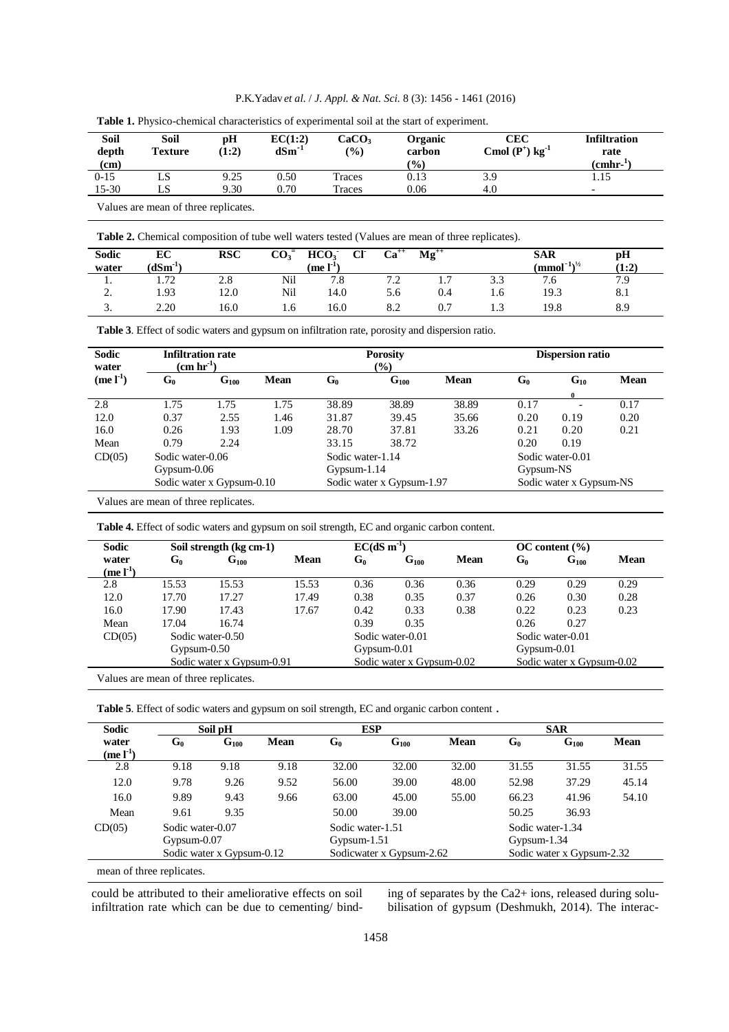**Table 1.** Physico-chemical characteristics of experimental soil at the start of experiment.

| Soil depth (cm) | Soil Texture | pH (1:2) | EC(1:2) $dSm^{-1}$ | $CaCO_3$ (%) | Organic carbon (%) | CEC Cmol ($P^+$) $kg^{-1}$ | Infiltration rate ($cmhr^{-1}$) |
|---|---|---|---|---|---|---|---|
| 0-15 | LS | 9.25 | 0.50 | Traces | 0.13 | 3.9 | 1.15 |
| 15-30 | LS | 9.30 | 0.70 | Traces | 0.06 | 4.0 | - |

Values are mean of three replicates.

**Table 2.** Chemical composition of tube well waters tested (Values are mean of three replicates).

| Sodic water | EC ($dSm^{-1}$) | RSC | $CO_3^{=}$ | $HCO_3^-$ ($me\ l^{-1}$) | $Cl^-$ | $Ca^{++}$ | $Mg^{++}$ | SAR ($mmol^{-1}$)$^{½}$ | pH (1:2) |
|---|---|---|---|---|---|---|---|---|---|
| 1. | 1.72 | 2.8 | Nil | 7.8 | 7.2 | 1.7 | 3.3 | 7.6 | 7.9 |
| 2. | 1.93 | 12.0 | Nil | 14.0 | 5.6 | 0.4 | 1.6 | 19.3 | 8.1 |
| 3. | 2.20 | 16.0 | 1.6 | 16.0 | 8.2 | 0.7 | 1.3 | 19.8 | 8.9 |

**Table 3**. Effect of sodic waters and gypsum on infiltration rate, porosity and dispersion ratio.

| Sodic water ($me\ l^{-1}$) | Infiltration rate ($cm\ hr^{-1}$) | | | Porosity (%) | | | Dispersion ratio | | |
|---|---|---|---|---|---|---|---|---|---|
| | $G_0$ | $G_{100}$ | Mean | $G_0$ | $G_{100}$ | Mean | $G_0$ | $G_{100}$ | Mean |
| 2.8 | 1.75 | 1.75 | 1.75 | 38.89 | 38.89 | 38.89 | 0.17 | - | 0.17 |
| 12.0 | 0.37 | 2.55 | 1.46 | 31.87 | 39.45 | 35.66 | 0.20 | 0.19 | 0.20 |
| 16.0 | 0.26 | 1.93 | 1.09 | 28.70 | 37.81 | 33.26 | 0.21 | 0.20 | 0.21 |
| Mean | 0.79 | 2.24 | | 33.15 | 38.72 | | 0.20 | 0.19 | |
| CD(05) | Sodic water-0.06 | | | Sodic water-1.14 | | | Sodic water-0.01 | | |
| | Gypsum-0.06 | | | Gypsum-1.14 | | | Gypsum-NS | | |
| | Sodic water x Gypsum-0.10 | | | Sodic water x Gypsum-1.97 | | | Sodic water x Gypsum-NS | | |

Values are mean of three replicates.

**Table 4.** Effect of sodic waters and gypsum on soil strength, EC and organic carbon content.

| Sodic water ($me\ l^{-1}$) | Soil strength (kg cm-1) | | | EC($dS\ m^{-1}$) | | | OC content (%) | | |
|---|---|---|---|---|---|---|---|---|---|
| | $G_0$ | $G_{100}$ | Mean | $G_0$ | $G_{100}$ | Mean | $G_0$ | $G_{100}$ | Mean |
| 2.8 | 15.53 | 15.53 | 15.53 | 0.36 | 0.36 | 0.36 | 0.29 | 0.29 | 0.29 |
| 12.0 | 17.70 | 17.27 | 17.49 | 0.38 | 0.35 | 0.37 | 0.26 | 0.30 | 0.28 |
| 16.0 | 17.90 | 17.43 | 17.67 | 0.42 | 0.33 | 0.38 | 0.22 | 0.23 | 0.23 |
| Mean | 17.04 | 16.74 | | 0.39 | 0.35 | | 0.26 | 0.27 | |
| CD(05) | Sodic water-0.50 | | | Sodic water-0.01 | | | Sodic water-0.01 | | |
| | Gypsum-0.50 | | | Gypsum-0.01 | | | Gypsum-0.01 | | |
| | Sodic water x Gypsum-0.91 | | | Sodic water x Gypsum-0.02 | | | Sodic water x Gypsum-0.02 | | |

Values are mean of three replicates.

**Table 5**. Effect of sodic waters and gypsum on soil strength, EC and organic carbon content **.**

| Sodic water ($me\ l^{-1}$) | Soil pH | | | ESP | | | SAR | | |
|---|---|---|---|---|---|---|---|---|---|
| | $G_0$ | $G_{100}$ | Mean | $G_0$ | $G_{100}$ | Mean | $G_0$ | $G_{100}$ | Mean |
| 2.8 | 9.18 | 9.18 | 9.18 | 32.00 | 32.00 | 32.00 | 31.55 | 31.55 | 31.55 |
| 12.0 | 9.78 | 9.26 | 9.52 | 56.00 | 39.00 | 48.00 | 52.98 | 37.29 | 45.14 |
| 16.0 | 9.89 | 9.43 | 9.66 | 63.00 | 45.00 | 55.00 | 66.23 | 41.96 | 54.10 |
| Mean | 9.61 | 9.35 | | 50.00 | 39.00 | | 50.25 | 36.93 | |
| CD(05) | Sodic water-0.07 | | | Sodic water-1.51 | | | Sodic water-1.34 | | |
| | Gypsum-0.07 | | | Gypsum-1.51 | | | Gypsum-1.34 | | |
| | Sodic water x Gypsum-0.12 | | | Sodicwater x Gypsum-2.62 | | | Sodic water x Gypsum-2.32 | | |

mean of three replicates.

could be attributed to their ameliorative effects on soil infiltration rate which can be due to cementing/ binding of separates by the $Ca^{2+}$ ions, released during solubilisation of gypsum (Deshmukh, 2014). The interac-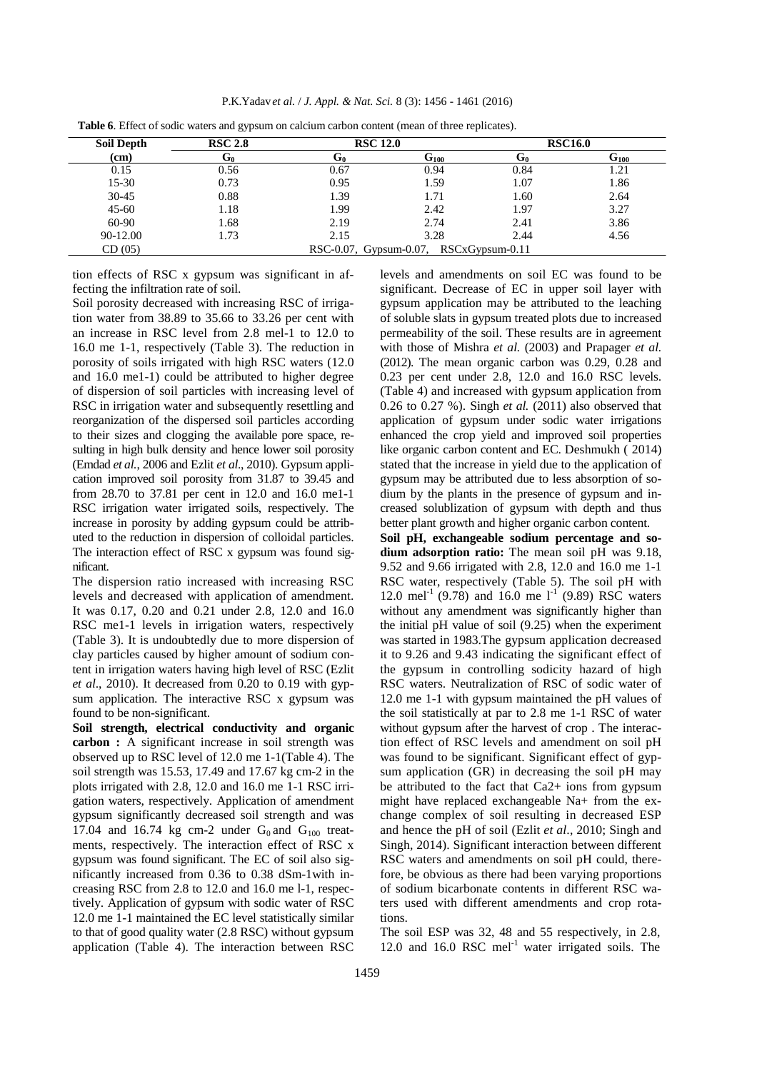**Table 6**. Effect of sodic waters and gypsum on calcium carbon content (mean of three replicates).

| Soil Depth (cm) | RSC 2.8 | RSC 12.0 | | RSC16.0 | |
|---|---|---|---|---|---|
| | $G_0$ | $G_0$ | $G_{100}$ | $G_0$ | $G_{100}$ |
| 0.15 | 0.56 | 0.67 | 0.94 | 0.84 | 1.21 |
| 15-30 | 0.73 | 0.95 | 1.59 | 1.07 | 1.86 |
| 30-45 | 0.88 | 1.39 | 1.71 | 1.60 | 2.64 |
| 45-60 | 1.18 | 1.99 | 2.42 | 1.97 | 3.27 |
| 60-90 | 1.68 | 2.19 | 2.74 | 2.41 | 3.86 |
| 90-12.00 | 1.73 | 2.15 | 3.28 | 2.44 | 4.56 |
| CD (05) | RSC-0.07, Gypsum-0.07, RSCxGypsum-0.11 | | | | |

tion effects of RSC x gypsum was significant in affecting the infiltration rate of soil.

Soil porosity decreased with increasing RSC of irrigation water from 38.89 to 35.66 to 33.26 per cent with an increase in RSC level from 2.8 mel-1 to 12.0 to 16.0 me 1-1, respectively (Table 3). The reduction in porosity of soils irrigated with high RSC waters (12.0 and 16.0 me1-1) could be attributed to higher degree of dispersion of soil particles with increasing level of RSC in irrigation water and subsequently resettling and reorganization of the dispersed soil particles according to their sizes and clogging the available pore space, resulting in high bulk density and hence lower soil porosity (Emdad *et al.*, 2006 and Ezlit *et al*., 2010). Gypsum application improved soil porosity from 31.87 to 39.45 and from 28.70 to 37.81 per cent in 12.0 and 16.0 me1-1 RSC irrigation water irrigated soils, respectively. The increase in porosity by adding gypsum could be attributed to the reduction in dispersion of colloidal particles. The interaction effect of RSC x gypsum was found significant.

The dispersion ratio increased with increasing RSC levels and decreased with application of amendment. It was 0.17, 0.20 and 0.21 under 2.8, 12.0 and 16.0 RSC me1-1 levels in irrigation waters, respectively (Table 3). It is undoubtedly due to more dispersion of clay particles caused by higher amount of sodium content in irrigation waters having high level of RSC (Ezlit *et al*., 2010). It decreased from 0.20 to 0.19 with gypsum application. The interactive RSC x gypsum was found to be non-significant.

**Soil strength, electrical conductivity and organic carbon :** A significant increase in soil strength was observed up to RSC level of 12.0 me 1-1(Table 4). The soil strength was 15.53, 17.49 and 17.67 kg cm-2 in the plots irrigated with 2.8, 12.0 and 16.0 me 1-1 RSC irrigation waters, respectively. Application of amendment gypsum significantly decreased soil strength and was 17.04 and 16.74 kg cm-2 under $G_0$ and $G_{100}$ treatments, respectively. The interaction effect of RSC x gypsum was found significant. The EC of soil also significantly increased from 0.36 to 0.38 dSm-1with increasing RSC from 2.8 to 12.0 and 16.0 me l-1, respectively. Application of gypsum with sodic water of RSC 12.0 me 1-1 maintained the EC level statistically similar to that of good quality water (2.8 RSC) without gypsum application (Table 4). The interaction between RSC levels and amendments on soil EC was found to be significant. Decrease of EC in upper soil layer with gypsum application may be attributed to the leaching of soluble slats in gypsum treated plots due to increased permeability of the soil. These results are in agreement with those of Mishra *et al.* (2003) and Prapager *et al.* (2012). The mean organic carbon was 0.29, 0.28 and 0.23 per cent under 2.8, 12.0 and 16.0 RSC levels. (Table 4) and increased with gypsum application from 0.26 to 0.27 %). Singh *et al.* (2011) also observed that application of gypsum under sodic water irrigations enhanced the crop yield and improved soil properties like organic carbon content and EC. Deshmukh ( 2014) stated that the increase in yield due to the application of gypsum may be attributed due to less absorption of sodium by the plants in the presence of gypsum and increased solublization of gypsum with depth and thus better plant growth and higher organic carbon content.

**Soil pH, exchangeable sodium percentage and sodium adsorption ratio:** The mean soil pH was 9.18, 9.52 and 9.66 irrigated with 2.8, 12.0 and 16.0 me 1-1 RSC water, respectively (Table 5). The soil pH with 12.0 $mel^{-1}$ (9.78) and 16.0 me $l^{-1}$ (9.89) RSC waters without any amendment was significantly higher than the initial pH value of soil (9.25) when the experiment was started in 1983.The gypsum application decreased it to 9.26 and 9.43 indicating the significant effect of the gypsum in controlling sodicity hazard of high RSC waters. Neutralization of RSC of sodic water of 12.0 me 1-1 with gypsum maintained the pH values of the soil statistically at par to 2.8 me 1-1 RSC of water without gypsum after the harvest of crop . The interaction effect of RSC levels and amendment on soil pH was found to be significant. Significant effect of gypsum application (GR) in decreasing the soil pH may be attributed to the fact that $Ca2+$ ions from gypsum might have replaced exchangeable $Na+$ from the exchange complex of soil resulting in decreased ESP and hence the pH of soil (Ezlit *et al*., 2010; Singh and Singh, 2014). Significant interaction between different RSC waters and amendments on soil pH could, therefore, be obvious as there had been varying proportions of sodium bicarbonate contents in different RSC waters used with different amendments and crop rotations.

The soil ESP was 32, 48 and 55 respectively, in 2.8, 12.0 and 16.0 RSC $mel^{-1}$ water irrigated soils. The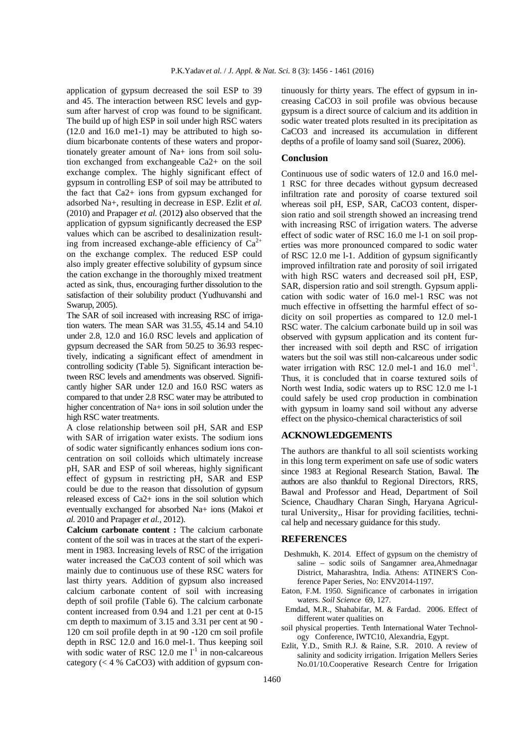application of gypsum decreased the soil ESP to 39 and 45. The interaction between RSC levels and gypsum after harvest of crop was found to be significant. The build up of high ESP in soil under high RSC waters (12.0 and 16.0 me1-1) may be attributed to high sodium bicarbonate contents of these waters and proportionately greater amount of $Na^+$ ions from soil solution exchanged from exchangeable $Ca^{2+}$ on the soil exchange complex. The highly significant effect of gypsum in controlling ESP of soil may be attributed to the fact that $Ca^{2+}$ ions from gypsum exchanged for adsorbed $Na^+$, resulting in decrease in ESP. Ezlit *et al.* (2010) and Prapager *et al.* (2012) also observed that the application of gypsum significantly decreased the ESP values which can be ascribed to desalinization resulting from increased exchange-able efficiency of $Ca^{2+}$ on the exchange complex. The reduced ESP could also imply greater effective solubility of gypsum since the cation exchange in the thoroughly mixed treatment acted as sink, thus, encouraging further dissolution to the satisfaction of their solubility product (Yudhuvanshi and Swarup, 2005).

The SAR of soil increased with increasing RSC of irrigation waters. The mean SAR was 31.55, 45.14 and 54.10 under 2.8, 12.0 and 16.0 RSC levels and application of gypsum decreased the SAR from 50.25 to 36.93 respectively, indicating a significant effect of amendment in controlling sodicity (Table 5). Significant interaction between RSC levels and amendments was observed. Significantly higher SAR under 12.0 and 16.0 RSC waters as compared to that under 2.8 RSC water may be attributed to higher concentration of $Na^+$ ions in soil solution under the high RSC water treatments.

A close relationship between soil pH, SAR and ESP with SAR of irrigation water exists. The sodium ions of sodic water significantly enhances sodium ions concentration on soil colloids which ultimately increase pH, SAR and ESP of soil whereas, highly significant effect of gypsum in restricting pH, SAR and ESP could be due to the reason that dissolution of gypsum released excess of $Ca^{2+}$ ions in the soil solution which eventually exchanged for absorbed $Na^+$ ions (Makoi *et al.* 2010 and Prapager *et al.*, 2012).

**Calcium carbonate content :** The calcium carbonate content of the soil was in traces at the start of the experiment in 1983. Increasing levels of RSC of the irrigation water increased the $CaCO_3$ content of soil which was mainly due to continuous use of these RSC waters for last thirty years. Addition of gypsum also increased calcium carbonate content of soil with increasing depth of soil profile (Table 6). The calcium carbonate content increased from 0.94 and 1.21 per cent at 0-15 cm depth to maximum of 3.15 and 3.31 per cent at 90 - 120 cm soil profile depth in at 90 -120 cm soil profile depth in RSC 12.0 and 16.0 mel-1. Thus keeping soil with sodic water of RSC 12.0 me $l^{-1}$ in non-calcareous category (< 4 % $CaCO_3$) with addition of gypsum continuously for thirty years. The effect of gypsum in increasing $CaCO_3$ in soil profile was obvious because gypsum is a direct source of calcium and its addition in sodic water treated plots resulted in its precipitation as $CaCO_3$ and increased its accumulation in different depths of a profile of loamy sand soil (Suarez, 2006).

## Conclusion

Continuous use of sodic waters of 12.0 and 16.0 mel-1 RSC for three decades without gypsum decreased infiltration rate and porosity of coarse textured soil whereas soil pH, ESP, SAR, $CaCO_3$ content, dispersion ratio and soil strength showed an increasing trend with increasing RSC of irrigation waters. The adverse effect of sodic water of RSC 16.0 me l-1 on soil properties was more pronounced compared to sodic water of RSC 12.0 me l-1. Addition of gypsum significantly improved infiltration rate and porosity of soil irrigated with high RSC waters and decreased soil pH, ESP, SAR, dispersion ratio and soil strength. Gypsum application with sodic water of 16.0 mel-1 RSC was not much effective in offsetting the harmful effect of sodicity on soil properties as compared to 12.0 mel-1 RSC water. The calcium carbonate build up in soil was observed with gypsum application and its content further increased with soil depth and RSC of irrigation waters but the soil was still non-calcareous under sodic water irrigation with RSC 12.0 mel-1 and 16.0 $mel^{-1}$. Thus, it is concluded that in coarse textured soils of North west India, sodic waters up to RSC 12.0 me l-1 could safely be used crop production in combination with gypsum in loamy sand soil without any adverse effect on the physico-chemical characteristics of soil

## ACKNOWLEDGEMENTS

The authors are thankful to all soil scientists working in this long term experiment on safe use of sodic waters since 1983 at Regional Research Station, Bawal. The authors are also thankful to Regional Directors, RRS, Bawal and Professor and Head, Department of Soil Science, Chaudhary Charan Singh, Haryana Agricultural University,, Hisar for providing facilities, technical help and necessary guidance for this study.

## REFERENCES

Deshmukh, K. 2014. Effect of gypsum on the chemistry of saline – sodic soils of Sangamner area,Ahmednagar District, Maharashtra, India. Athens: ATINER'S Conference Paper Series, No: ENV2014-1197.

Eaton, F.M. 1950. Significance of carbonates in irrigation waters. *Soil Science* 69, 127.

Emdad, M.R., Shahabifar, M. & Fardad. 2006. Effect of different water qualities on soil physical properties. Tenth International Water Technology Conference, IWTC10, Alexandria, Egypt.

Ezlit, Y.D., Smith R.J. & Raine, S.R. 2010. A review of salinity and sodicity irrigation. Irrigation Mellers Series No.01/10.Cooperative Research Centre for Irrigation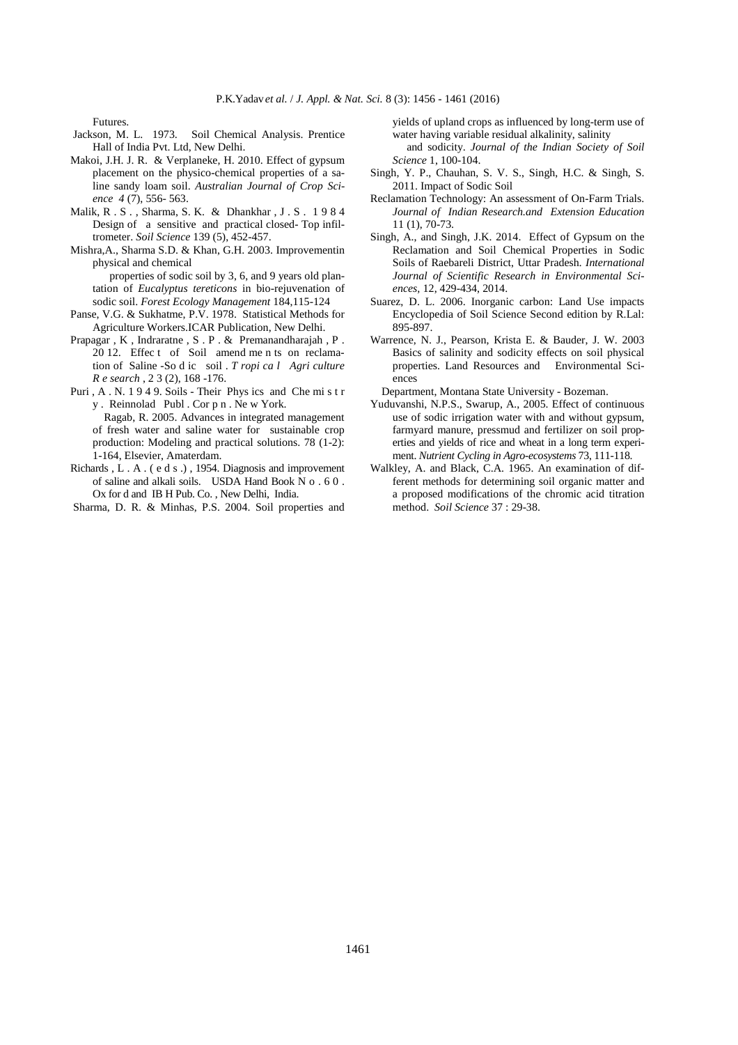Futures.

Jackson, M. L. 1973. Soil Chemical Analysis. Prentice Hall of India Pvt. Ltd, New Delhi.

Makoi, J.H. J. R. & Verplaneke, H. 2010. Effect of gypsum placement on the physico-chemical properties of a saline sandy loam soil. *Australian Journal of Crop Science 4* (7), 556- 563.

Malik, R . S . , Sharma, S. K. & Dhankhar , J . S . 1 9 8 4 Design of a sensitive and practical closed- Top infiltrometer. *Soil Science* 139 (5), 452-457.

Mishra,A., Sharma S.D. & Khan, G.H. 2003. Improvementin physical and chemical properties of sodic soil by 3, 6, and 9 years old plantation of *Eucalyptus tereticons* in bio-rejuvenation of sodic soil. *Forest Ecology Management* 184,115-124

Panse, V.G. & Sukhatme, P.V. 1978. Statistical Methods for Agriculture Workers.ICAR Publication, New Delhi.

Prapagar , K , Indraratne , S . P . & Premanandharajah , P . 20 12. Effec t of Soil amend me n ts on reclamation of Saline -So d ic soil . *T ropi ca l Agri culture R e search* , 2 3 (2), 168 -176.

Puri , A . N. 1 9 4 9. Soils - Their Phys ics and Che mi s t r y . Reinnolad Publ . Cor p n . Ne w York.

Ragab, R. 2005. Advances in integrated management of fresh water and saline water for sustainable crop production: Modeling and practical solutions. 78 (1-2): 1-164, Elsevier, Amaterdam.

Richards , L . A . ( e d s .) , 1954. Diagnosis and improvement of saline and alkali soils. USDA Hand Book N o . 6 0 . Ox for d and IB H Pub. Co. , New Delhi, India.

Sharma, D. R. & Minhas, P.S. 2004. Soil properties and yields of upland crops as influenced by long-term use of water having variable residual alkalinity, salinity and sodicity. *Journal of the Indian Society of Soil Science* 1, 100-104.

Singh, Y. P., Chauhan, S. V. S., Singh, H.C. & Singh, S. 2011. Impact of Sodic Soil Reclamation Technology: An assessment of On-Farm Trials. *Journal of Indian Research.and Extension Education* 11 (1), 70-73.

Singh, A., and Singh, J.K. 2014. Effect of Gypsum on the Reclamation and Soil Chemical Properties in Sodic Soils of Raebareli District, Uttar Pradesh. *International Journal of Scientific Research in Environmental Sciences*, 12, 429-434, 2014.

Suarez, D. L. 2006. Inorganic carbon: Land Use impacts Encyclopedia of Soil Science Second edition by R.Lal: 895-897.

Warrence, N. J., Pearson, Krista E. & Bauder, J. W. 2003 Basics of salinity and sodicity effects on soil physical properties. Land Resources and Environmental Sciences Department, Montana State University - Bozeman.

Yuduvanshi, N.P.S., Swarup, A., 2005. Effect of continuous use of sodic irrigation water with and without gypsum, farmyard manure, pressmud and fertilizer on soil properties and yields of rice and wheat in a long term experiment. *Nutrient Cycling in Agro-ecosystems* 73, 111-118.

Walkley, A. and Black, C.A. 1965. An examination of different methods for determining soil organic matter and a proposed modifications of the chromic acid titration method. *Soil Science* 37 : 29-38.